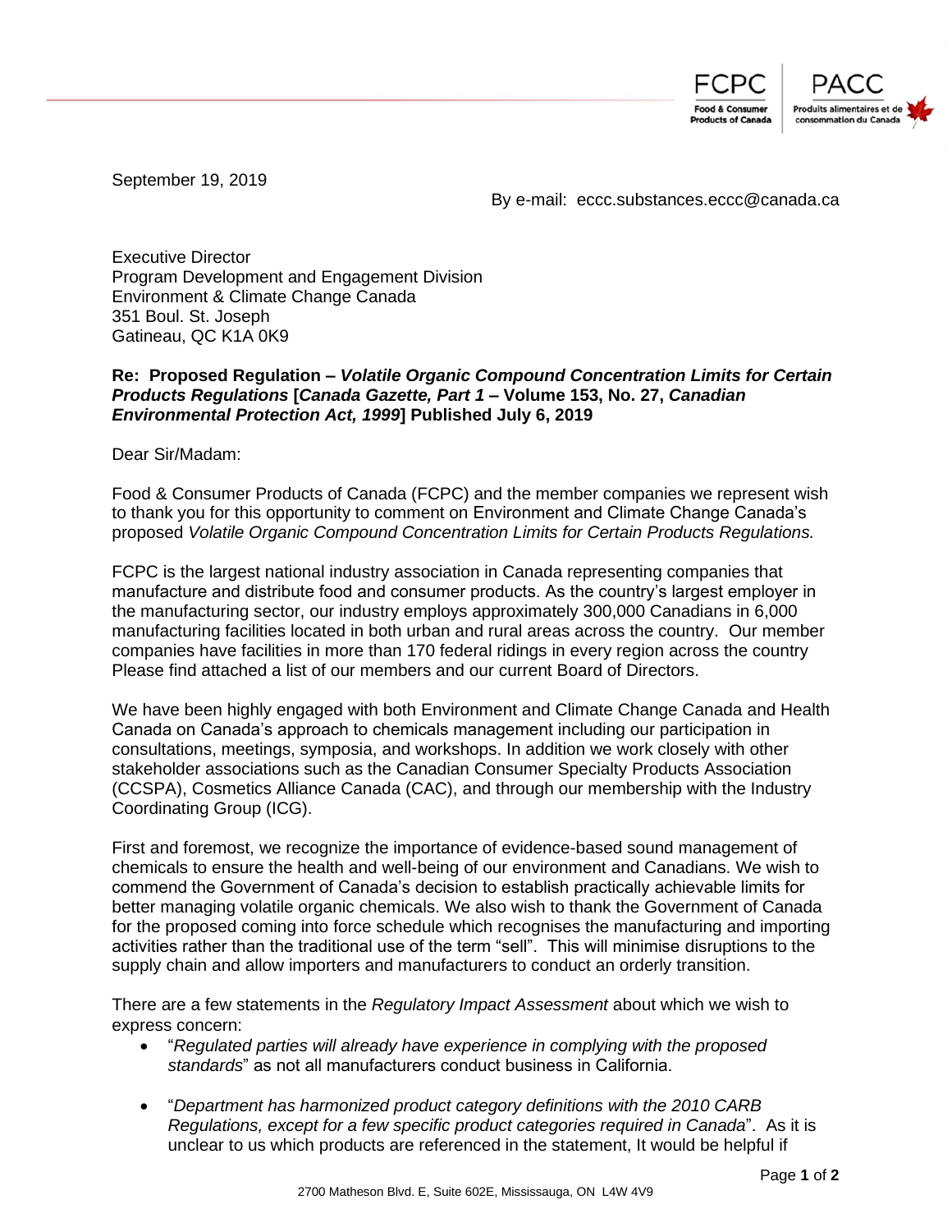September 19, 2019

By e-mail: eccc.substances.eccc@canada.ca

Executive Director
Program Development and Engagement Division
Environment & Climate Change Canada
351 Boul. St. Joseph
Gatineau, QC K1A 0K9

**Re: Proposed Regulation – *Volatile Organic Compound Concentration Limits for Certain Products Regulations* [*Canada Gazette, Part 1* – Volume 153, No. 27, *Canadian Environmental Protection Act, 1999*] Published July 6, 2019**

Dear Sir/Madam:

Food & Consumer Products of Canada (FCPC) and the member companies we represent wish to thank you for this opportunity to comment on Environment and Climate Change Canada's proposed *Volatile Organic Compound Concentration Limits for Certain Products Regulations.*

FCPC is the largest national industry association in Canada representing companies that manufacture and distribute food and consumer products. As the country's largest employer in the manufacturing sector, our industry employs approximately 300,000 Canadians in 6,000 manufacturing facilities located in both urban and rural areas across the country. Our member companies have facilities in more than 170 federal ridings in every region across the country Please find attached a list of our members and our current Board of Directors.

We have been highly engaged with both Environment and Climate Change Canada and Health Canada on Canada's approach to chemicals management including our participation in consultations, meetings, symposia, and workshops. In addition we work closely with other stakeholder associations such as the Canadian Consumer Specialty Products Association (CCSPA), Cosmetics Alliance Canada (CAC), and through our membership with the Industry Coordinating Group (ICG).

First and foremost, we recognize the importance of evidence-based sound management of chemicals to ensure the health and well-being of our environment and Canadians. We wish to commend the Government of Canada's decision to establish practically achievable limits for better managing volatile organic chemicals. We also wish to thank the Government of Canada for the proposed coming into force schedule which recognises the manufacturing and importing activities rather than the traditional use of the term "sell". This will minimise disruptions to the supply chain and allow importers and manufacturers to conduct an orderly transition.

There are a few statements in the *Regulatory Impact Assessment* about which we wish to express concern:

- "*Regulated parties will already have experience in complying with the proposed standards*" as not all manufacturers conduct business in California.
- "*Department has harmonized product category definitions with the 2010 CARB Regulations, except for a few specific product categories required in Canada*". As it is unclear to us which products are referenced in the statement, It would be helpful if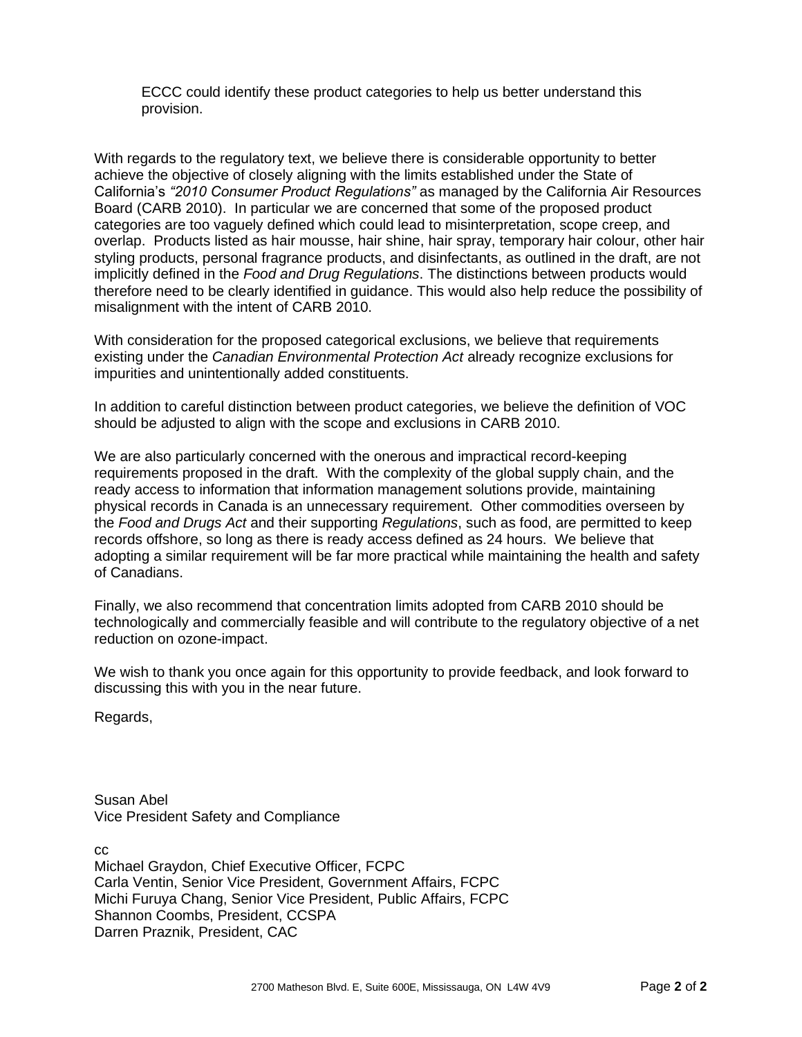ECCC could identify these product categories to help us better understand this provision.

With regards to the regulatory text, we believe there is considerable opportunity to better achieve the objective of closely aligning with the limits established under the State of California's *"2010 Consumer Product Regulations"* as managed by the California Air Resources Board (CARB 2010). In particular we are concerned that some of the proposed product categories are too vaguely defined which could lead to misinterpretation, scope creep, and overlap. Products listed as hair mousse, hair shine, hair spray, temporary hair colour, other hair styling products, personal fragrance products, and disinfectants, as outlined in the draft, are not implicitly defined in the *Food and Drug Regulations*. The distinctions between products would therefore need to be clearly identified in guidance. This would also help reduce the possibility of misalignment with the intent of CARB 2010.

With consideration for the proposed categorical exclusions, we believe that requirements existing under the *Canadian Environmental Protection Act* already recognize exclusions for impurities and unintentionally added constituents.

In addition to careful distinction between product categories, we believe the definition of VOC should be adjusted to align with the scope and exclusions in CARB 2010.

We are also particularly concerned with the onerous and impractical record-keeping requirements proposed in the draft. With the complexity of the global supply chain, and the ready access to information that information management solutions provide, maintaining physical records in Canada is an unnecessary requirement. Other commodities overseen by the *Food and Drugs Act* and their supporting *Regulations*, such as food, are permitted to keep records offshore, so long as there is ready access defined as 24 hours. We believe that adopting a similar requirement will be far more practical while maintaining the health and safety of Canadians.

Finally, we also recommend that concentration limits adopted from CARB 2010 should be technologically and commercially feasible and will contribute to the regulatory objective of a net reduction on ozone-impact.

We wish to thank you once again for this opportunity to provide feedback, and look forward to discussing this with you in the near future.

Regards,

Susan Abel
Vice President Safety and Compliance

cc
Michael Graydon, Chief Executive Officer, FCPC
Carla Ventin, Senior Vice President, Government Affairs, FCPC
Michi Furuya Chang, Senior Vice President, Public Affairs, FCPC
Shannon Coombs, President, CCSPA
Darren Praznik, President, CAC

2700 Matheson Blvd. E, Suite 600E, Mississauga, ON L4W 4V9